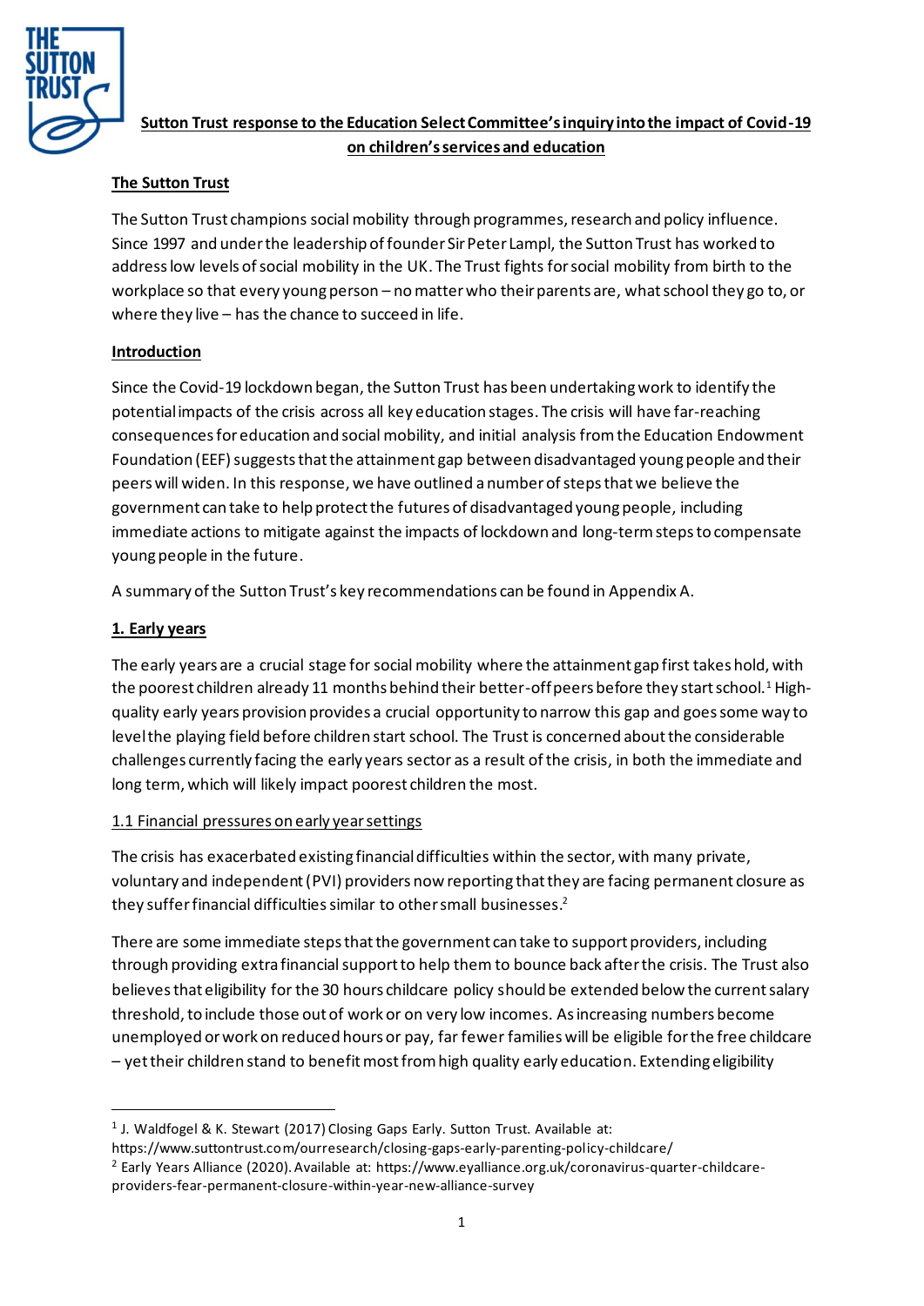**Sutton Trust response to the Education Select Committee's inquiry into the impact of Covid-19 on children's services and education**

**The Sutton Trust**

The Sutton Trust champions social mobility through programmes, research and policy influence. Since 1997 and under the leadership of founder Sir Peter Lampl, the Sutton Trust has worked to address low levels of social mobility in the UK. The Trust fights for social mobility from birth to the workplace so that every young person – no matter who their parents are, what school they go to, or where they live – has the chance to succeed in life.

**Introduction**

Since the Covid-19 lockdown began, the Sutton Trust has been undertaking work to identify the potential impacts of the crisis across all key education stages. The crisis will have far-reaching consequences for education and social mobility, and initial analysis from the Education Endowment Foundation (EEF) suggests that the attainment gap between disadvantaged young people and their peers will widen. In this response, we have outlined a number of steps that we believe the government can take to help protect the futures of disadvantaged young people, including immediate actions to mitigate against the impacts of lockdown and long-term steps to compensate young people in the future.

A summary of the Sutton Trust's key recommendations can be found in Appendix A.

## 1. Early years

The early years are a crucial stage for social mobility where the attainment gap first takes hold, with the poorest children already 11 months behind their better-off peers before they start school.[1] High-quality early years provision provides a crucial opportunity to narrow this gap and goes some way to level the playing field before children start school. The Trust is concerned about the considerable challenges currently facing the early years sector as a result of the crisis, in both the immediate and long term, which will likely impact poorest children the most.

### 1.1 Financial pressures on early year settings

The crisis has exacerbated existing financial difficulties within the sector, with many private, voluntary and independent (PVI) providers now reporting that they are facing permanent closure as they suffer financial difficulties similar to other small businesses.[2]

There are some immediate steps that the government can take to support providers, including through providing extra financial support to help them to bounce back after the crisis. The Trust also believes that eligibility for the 30 hours childcare policy should be extended below the current salary threshold, to include those out of work or on very low incomes. As increasing numbers become unemployed or work on reduced hours or pay, far fewer families will be eligible for the free childcare – yet their children stand to benefit most from high quality early education. Extending eligibility

[1] J. Waldfogel & K. Stewart (2017) Closing Gaps Early. Sutton Trust. Available at: https://www.suttontrust.com/ourresearch/closing-gaps-early-parenting-policy-childcare/

[2] Early Years Alliance (2020). Available at: https://www.eyalliance.org.uk/coronavirus-quarter-childcare-providers-fear-permanent-closure-within-year-new-alliance-survey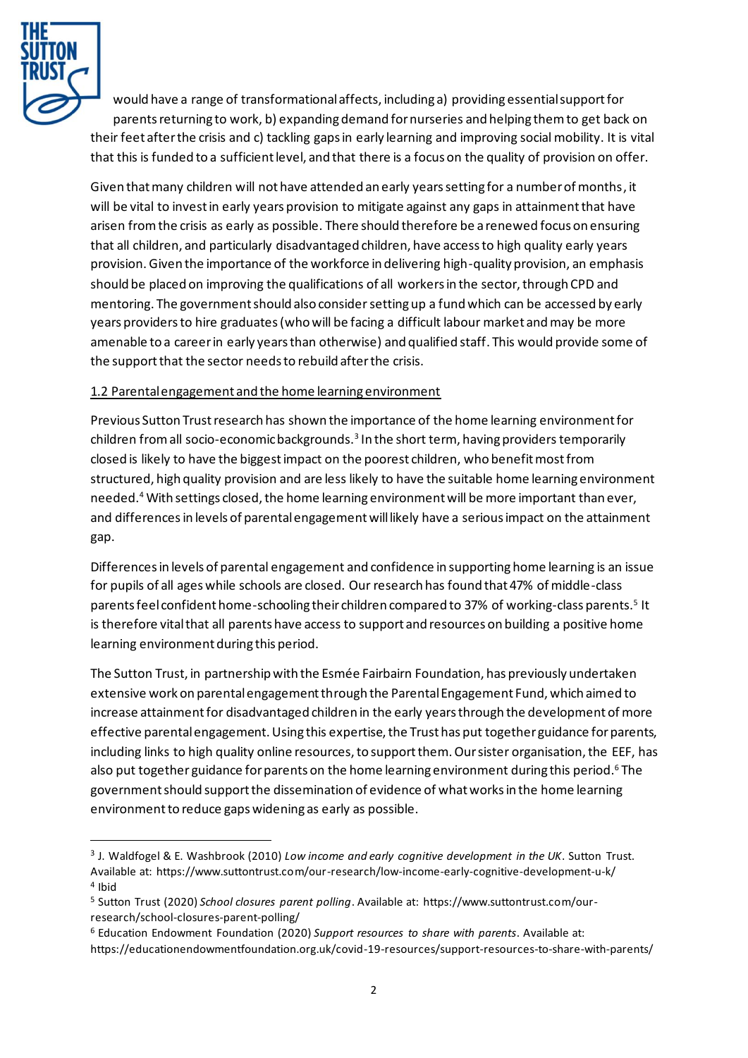would have a range of transformational affects, including a) providing essential support for parents returning to work, b) expanding demand for nurseries and helping them to get back on their feet after the crisis and c) tackling gaps in early learning and improving social mobility. It is vital that this is funded to a sufficient level, and that there is a focus on the quality of provision on offer.

Given that many children will not have attended an early years setting for a number of months, it will be vital to invest in early years provision to mitigate against any gaps in attainment that have arisen from the crisis as early as possible. There should therefore be a renewed focus on ensuring that all children, and particularly disadvantaged children, have access to high quality early years provision. Given the importance of the workforce in delivering high-quality provision, an emphasis should be placed on improving the qualifications of all workers in the sector, through CPD and mentoring. The government should also consider setting up a fund which can be accessed by early years providers to hire graduates (who will be facing a difficult labour market and may be more amenable to a career in early years than otherwise) and qualified staff. This would provide some of the support that the sector needs to rebuild after the crisis.

### 1.2 Parental engagement and the home learning environment

Previous Sutton Trust research has shown the importance of the home learning environment for children from all socio-economic backgrounds.[3] In the short term, having providers temporarily closed is likely to have the biggest impact on the poorest children, who benefit most from structured, high quality provision and are less likely to have the suitable home learning environment needed.[4] With settings closed, the home learning environment will be more important than ever, and differences in levels of parental engagement will likely have a serious impact on the attainment gap.

Differences in levels of parental engagement and confidence in supporting home learning is an issue for pupils of all ages while schools are closed. Our research has found that 47% of middle-class parents feel confident home-schooling their children compared to 37% of working-class parents.[5] It is therefore vital that all parents have access to support and resources on building a positive home learning environment during this period.

The Sutton Trust, in partnership with the Esmée Fairbairn Foundation, has previously undertaken extensive work on parental engagement through the Parental Engagement Fund, which aimed to increase attainment for disadvantaged children in the early years through the development of more effective parental engagement. Using this expertise, the Trust has put together guidance for parents, including links to high quality online resources, to support them. Our sister organisation, the EEF, has also put together guidance for parents on the home learning environment during this period.[6] The government should support the dissemination of evidence of what works in the home learning environment to reduce gaps widening as early as possible.

---

[3] J. Waldfogel & E. Washbrook (2010) *Low income and early cognitive development in the UK*. Sutton Trust. Available at: https://www.suttontrust.com/our-research/low-income-early-cognitive-development-u-k/

[4] Ibid

[5] Sutton Trust (2020) *School closures parent polling*. Available at: https://www.suttontrust.com/our-research/school-closures-parent-polling/

[6] Education Endowment Foundation (2020) *Support resources to share with parents*. Available at: https://educationendowmentfoundation.org.uk/covid-19-resources/support-resources-to-share-with-parents/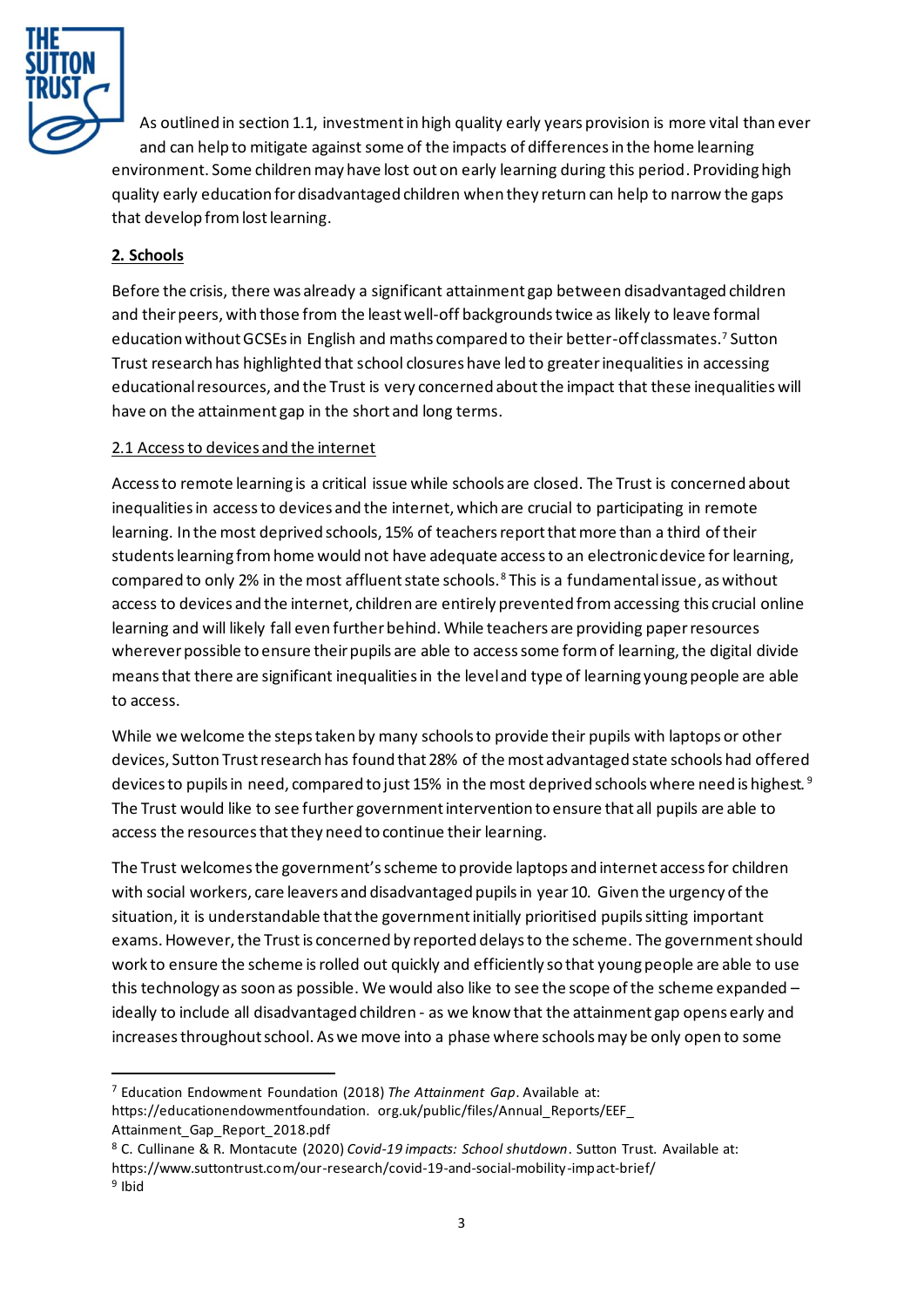As outlined in section 1.1, investment in high quality early years provision is more vital than ever and can help to mitigate against some of the impacts of differences in the home learning environment. Some children may have lost out on early learning during this period. Providing high quality early education for disadvantaged children when they return can help to narrow the gaps that develop from lost learning.

## **2. Schools**

Before the crisis, there was already a significant attainment gap between disadvantaged children and their peers, with those from the least well-off backgrounds twice as likely to leave formal education without GCSEs in English and maths compared to their better-off classmates.[7] Sutton Trust research has highlighted that school closures have led to greater inequalities in accessing educational resources, and the Trust is very concerned about the impact that these inequalities will have on the attainment gap in the short and long terms.

### 2.1 Access to devices and the internet

Access to remote learning is a critical issue while schools are closed. The Trust is concerned about inequalities in access to devices and the internet, which are crucial to participating in remote learning. In the most deprived schools, 15% of teachers report that more than a third of their students learning from home would not have adequate access to an electronic device for learning, compared to only 2% in the most affluent state schools.[8] This is a fundamental issue, as without access to devices and the internet, children are entirely prevented from accessing this crucial online learning and will likely fall even further behind. While teachers are providing paper resources wherever possible to ensure their pupils are able to access some form of learning, the digital divide means that there are significant inequalities in the level and type of learning young people are able to access.

While we welcome the steps taken by many schools to provide their pupils with laptops or other devices, Sutton Trust research has found that 28% of the most advantaged state schools had offered devices to pupils in need, compared to just 15% in the most deprived schools where need is highest.[9] The Trust would like to see further government intervention to ensure that all pupils are able to access the resources that they need to continue their learning.

The Trust welcomes the government's scheme to provide laptops and internet access for children with social workers, care leavers and disadvantaged pupils in year 10. Given the urgency of the situation, it is understandable that the government initially prioritised pupils sitting important exams. However, the Trust is concerned by reported delays to the scheme. The government should work to ensure the scheme is rolled out quickly and efficiently so that young people are able to use this technology as soon as possible. We would also like to see the scope of the scheme expanded – ideally to include all disadvantaged children - as we know that the attainment gap opens early and increases throughout school. As we move into a phase where schools may be only open to some

---

[7] Education Endowment Foundation (2018) *The Attainment Gap*. Available at: https://educationendowmentfoundation. org.uk/public/files/Annual_Reports/EEF_ Attainment_Gap_Report_2018.pdf

[8] C. Cullinane & R. Montacute (2020) *Covid-19 impacts: School shutdown*. Sutton Trust. Available at: https://www.suttontrust.com/our-research/covid-19-and-social-mobility-impact-brief/

[9] Ibid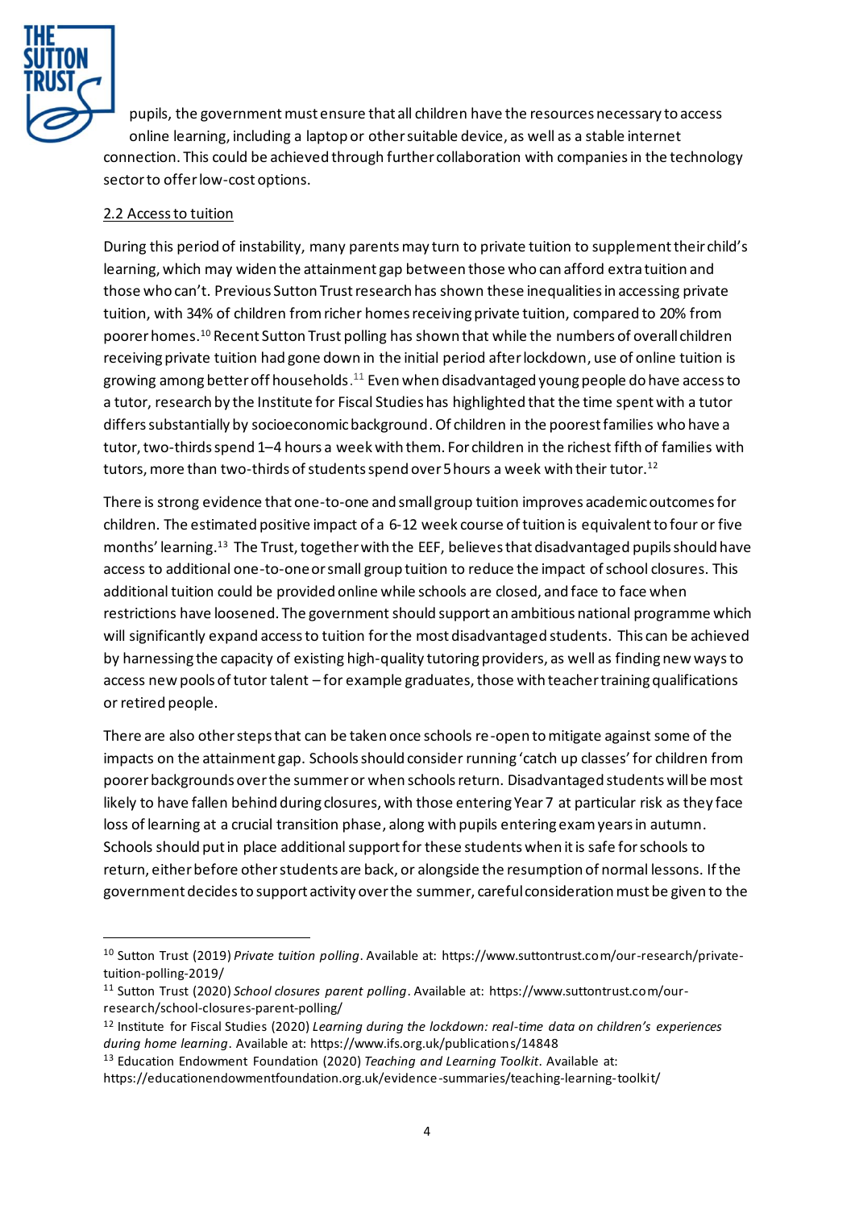pupils, the government must ensure that all children have the resources necessary to access online learning, including a laptop or other suitable device, as well as a stable internet connection. This could be achieved through further collaboration with companies in the technology sector to offer low-cost options.

2.2 Access to tuition

During this period of instability, many parents may turn to private tuition to supplement their child's learning, which may widen the attainment gap between those who can afford extra tuition and those who can't. Previous Sutton Trust research has shown these inequalities in accessing private tuition, with 34% of children from richer homes receiving private tuition, compared to 20% from poorer homes.[10] Recent Sutton Trust polling has shown that while the numbers of overall children receiving private tuition had gone down in the initial period after lockdown, use of online tuition is growing among better off households.[11] Even when disadvantaged young people do have access to a tutor, research by the Institute for Fiscal Studies has highlighted that the time spent with a tutor differs substantially by socioeconomic background. Of children in the poorest families who have a tutor, two-thirds spend 1–4 hours a week with them. For children in the richest fifth of families with tutors, more than two-thirds of students spend over 5 hours a week with their tutor.[12]

There is strong evidence that one-to-one and small group tuition improves academic outcomes for children. The estimated positive impact of a 6-12 week course of tuition is equivalent to four or five months' learning.[13] The Trust, together with the EEF, believes that disadvantaged pupils should have access to additional one-to-one or small group tuition to reduce the impact of school closures. This additional tuition could be provided online while schools are closed, and face to face when restrictions have loosened. The government should support an ambitious national programme which will significantly expand access to tuition for the most disadvantaged students. This can be achieved by harnessing the capacity of existing high-quality tutoring providers, as well as finding new ways to access new pools of tutor talent – for example graduates, those with teacher training qualifications or retired people.

There are also other steps that can be taken once schools re-open to mitigate against some of the impacts on the attainment gap. Schools should consider running 'catch up classes' for children from poorer backgrounds over the summer or when schools return. Disadvantaged students will be most likely to have fallen behind during closures, with those entering Year 7 at particular risk as they face loss of learning at a crucial transition phase, along with pupils entering exam years in autumn. Schools should put in place additional support for these students when it is safe for schools to return, either before other students are back, or alongside the resumption of normal lessons. If the government decides to support activity over the summer, careful consideration must be given to the

---

[10] Sutton Trust (2019) *Private tuition polling*. Available at: https://www.suttontrust.com/our-research/private-tuition-polling-2019/

[11] Sutton Trust (2020) *School closures parent polling*. Available at: https://www.suttontrust.com/our-research/school-closures-parent-polling/

[12] Institute for Fiscal Studies (2020) *Learning during the lockdown: real-time data on children's experiences during home learning*. Available at: https://www.ifs.org.uk/publications/14848

[13] Education Endowment Foundation (2020) *Teaching and Learning Toolkit*. Available at: https://educationendowmentfoundation.org.uk/evidence-summaries/teaching-learning-toolkit/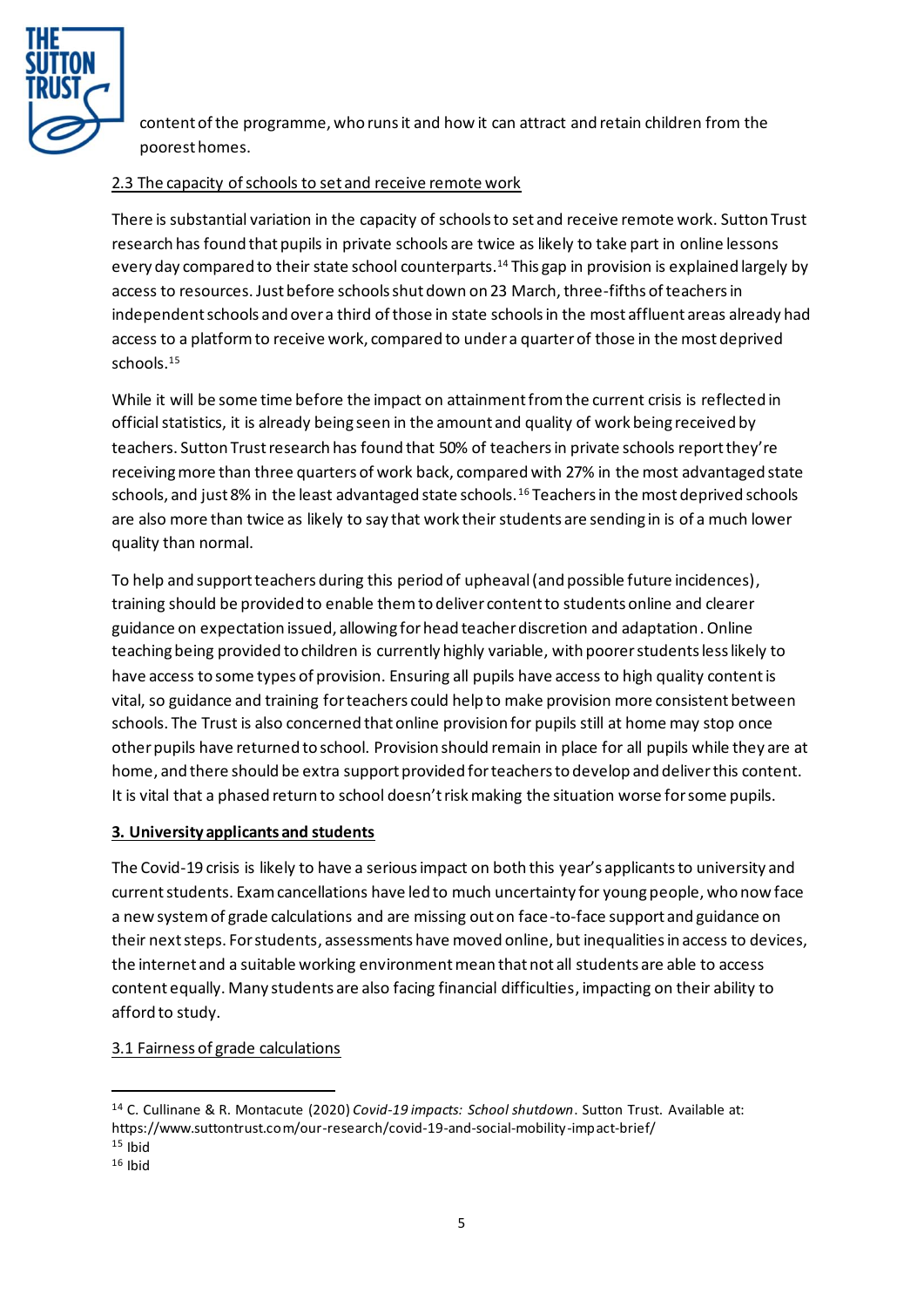content of the programme, who runs it and how it can attract and retain children from the poorest homes.

### 2.3 The capacity of schools to set and receive remote work

There is substantial variation in the capacity of schools to set and receive remote work. Sutton Trust research has found that pupils in private schools are twice as likely to take part in online lessons every day compared to their state school counterparts.[14] This gap in provision is explained largely by access to resources. Just before schools shut down on 23 March, three-fifths of teachers in independent schools and over a third of those in state schools in the most affluent areas already had access to a platform to receive work, compared to under a quarter of those in the most deprived schools.[15]

While it will be some time before the impact on attainment from the current crisis is reflected in official statistics, it is already being seen in the amount and quality of work being received by teachers. Sutton Trust research has found that 50% of teachers in private schools report they're receiving more than three quarters of work back, compared with 27% in the most advantaged state schools, and just 8% in the least advantaged state schools.[16] Teachers in the most deprived schools are also more than twice as likely to say that work their students are sending in is of a much lower quality than normal.

To help and support teachers during this period of upheaval (and possible future incidences), training should be provided to enable them to deliver content to students online and clearer guidance on expectation issued, allowing for head teacher discretion and adaptation. Online teaching being provided to children is currently highly variable, with poorer students less likely to have access to some types of provision. Ensuring all pupils have access to high quality content is vital, so guidance and training for teachers could help to make provision more consistent between schools. The Trust is also concerned that online provision for pupils still at home may stop once other pupils have returned to school. Provision should remain in place for all pupils while they are at home, and there should be extra support provided for teachers to develop and deliver this content. It is vital that a phased return to school doesn't risk making the situation worse for some pupils.

## 3. University applicants and students

The Covid-19 crisis is likely to have a serious impact on both this year's applicants to university and current students. Exam cancellations have led to much uncertainty for young people, who now face a new system of grade calculations and are missing out on face-to-face support and guidance on their next steps. For students, assessments have moved online, but inequalities in access to devices, the internet and a suitable working environment mean that not all students are able to access content equally. Many students are also facing financial difficulties, impacting on their ability to afford to study.

### 3.1 Fairness of grade calculations

---

[14] C. Cullinane & R. Montacute (2020) *Covid-19 impacts: School shutdown*. Sutton Trust. Available at: https://www.suttontrust.com/our-research/covid-19-and-social-mobility-impact-brief/

[15] Ibid

[16] Ibid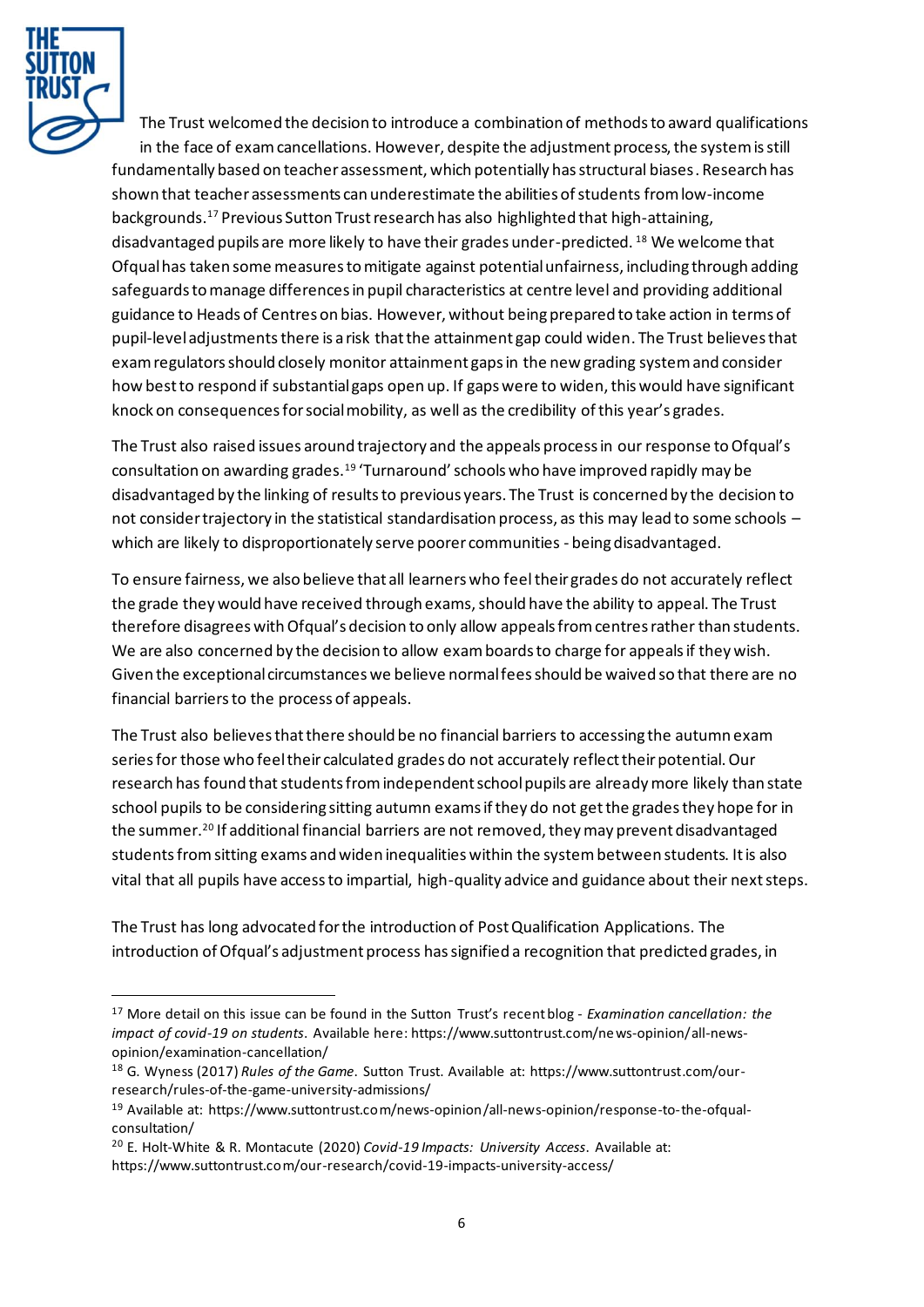The Trust welcomed the decision to introduce a combination of methods to award qualifications in the face of exam cancellations. However, despite the adjustment process, the system is still fundamentally based on teacher assessment, which potentially has structural biases. Research has shown that teacher assessments can underestimate the abilities of students from low-income backgrounds.[17] Previous Sutton Trust research has also highlighted that high-attaining, disadvantaged pupils are more likely to have their grades under-predicted.[18] We welcome that Ofqual has taken some measures to mitigate against potential unfairness, including through adding safeguards to manage differences in pupil characteristics at centre level and providing additional guidance to Heads of Centres on bias. However, without being prepared to take action in terms of pupil-level adjustments there is a risk that the attainment gap could widen. The Trust believes that exam regulators should closely monitor attainment gaps in the new grading system and consider how best to respond if substantial gaps open up. If gaps were to widen, this would have significant knock on consequences for social mobility, as well as the credibility of this year's grades.

The Trust also raised issues around trajectory and the appeals process in our response to Ofqual's consultation on awarding grades.[19] 'Turnaround' schools who have improved rapidly may be disadvantaged by the linking of results to previous years. The Trust is concerned by the decision to not consider trajectory in the statistical standardisation process, as this may lead to some schools – which are likely to disproportionately serve poorer communities - being disadvantaged.

To ensure fairness, we also believe that all learners who feel their grades do not accurately reflect the grade they would have received through exams, should have the ability to appeal. The Trust therefore disagrees with Ofqual's decision to only allow appeals from centres rather than students. We are also concerned by the decision to allow exam boards to charge for appeals if they wish. Given the exceptional circumstances we believe normal fees should be waived so that there are no financial barriers to the process of appeals.

The Trust also believes that there should be no financial barriers to accessing the autumn exam series for those who feel their calculated grades do not accurately reflect their potential. Our research has found that students from independent school pupils are already more likely than state school pupils to be considering sitting autumn exams if they do not get the grades they hope for in the summer.[20] If additional financial barriers are not removed, they may prevent disadvantaged students from sitting exams and widen inequalities within the system between students. It is also vital that all pupils have access to impartial, high-quality advice and guidance about their next steps.

The Trust has long advocated for the introduction of Post Qualification Applications. The introduction of Ofqual's adjustment process has signified a recognition that predicted grades, in

---

[17] More detail on this issue can be found in the Sutton Trust's recent blog - *Examination cancellation: the impact of covid-19 on students*. Available here: https://www.suttontrust.com/news-opinion/all-news-opinion/examination-cancellation/

[18] G. Wyness (2017) *Rules of the Game*. Sutton Trust. Available at: https://www.suttontrust.com/our-research/rules-of-the-game-university-admissions/

[19] Available at: https://www.suttontrust.com/news-opinion/all-news-opinion/response-to-the-ofqual-consultation/

[20] E. Holt-White & R. Montacute (2020) *Covid-19 Impacts: University Access*. Available at: https://www.suttontrust.com/our-research/covid-19-impacts-university-access/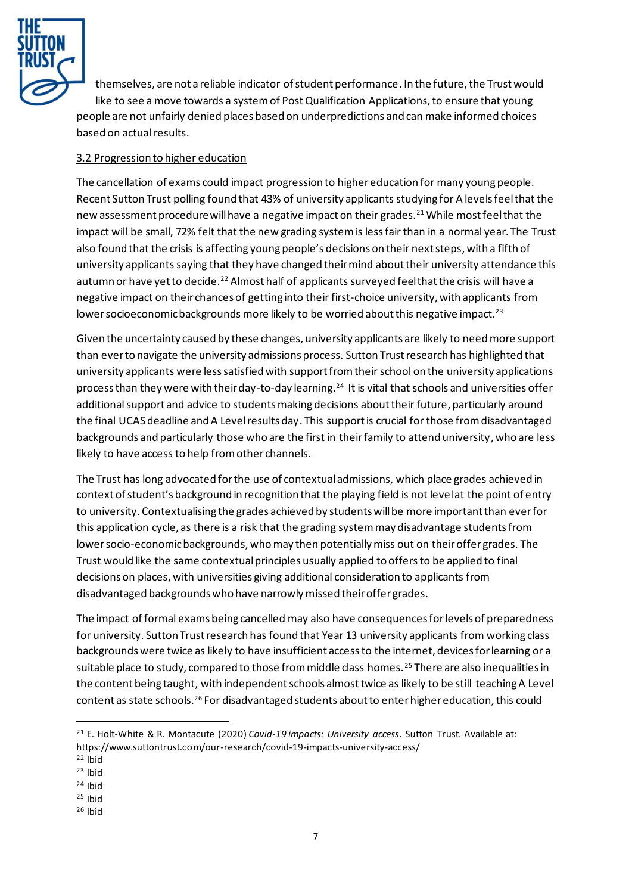themselves, are not a reliable indicator of student performance. In the future, the Trust would like to see a move towards a system of Post Qualification Applications, to ensure that young people are not unfairly denied places based on underpredictions and can make informed choices based on actual results.

### 3.2 Progression to higher education

The cancellation of exams could impact progression to higher education for many young people. Recent Sutton Trust polling found that 43% of university applicants studying for A levels feel that the new assessment procedure will have a negative impact on their grades.[21] While most feel that the impact will be small, 72% felt that the new grading system is less fair than in a normal year. The Trust also found that the crisis is affecting young people's decisions on their next steps, with a fifth of university applicants saying that they have changed their mind about their university attendance this autumn or have yet to decide.[22] Almost half of applicants surveyed feel that the crisis will have a negative impact on their chances of getting into their first-choice university, with applicants from lower socioeconomic backgrounds more likely to be worried about this negative impact.[23]

Given the uncertainty caused by these changes, university applicants are likely to need more support than ever to navigate the university admissions process. Sutton Trust research has highlighted that university applicants were less satisfied with support from their school on the university applications process than they were with their day-to-day learning.[24] It is vital that schools and universities offer additional support and advice to students making decisions about their future, particularly around the final UCAS deadline and A Level results day. This support is crucial for those from disadvantaged backgrounds and particularly those who are the first in their family to attend university, who are less likely to have access to help from other channels.

The Trust has long advocated for the use of contextual admissions, which place grades achieved in context of student's background in recognition that the playing field is not level at the point of entry to university. Contextualising the grades achieved by students will be more important than ever for this application cycle, as there is a risk that the grading system may disadvantage students from lower socio-economic backgrounds, who may then potentially miss out on their offer grades. The Trust would like the same contextual principles usually applied to offers to be applied to final decisions on places, with universities giving additional consideration to applicants from disadvantaged backgrounds who have narrowly missed their offer grades.

The impact of formal exams being cancelled may also have consequences for levels of preparedness for university. Sutton Trust research has found that Year 13 university applicants from working class backgrounds were twice as likely to have insufficient access to the internet, devices for learning or a suitable place to study, compared to those from middle class homes.[25] There are also inequalities in the content being taught, with independent schools almost twice as likely to be still teaching A Level content as state schools.[26] For disadvantaged students about to enter higher education, this could

---

[21] E. Holt-White & R. Montacute (2020) *Covid-19 impacts: University access*. Sutton Trust. Available at: https://www.suttontrust.com/our-research/covid-19-impacts-university-access/

[22] Ibid

[23] Ibid

[24] Ibid

[25] Ibid

[26] Ibid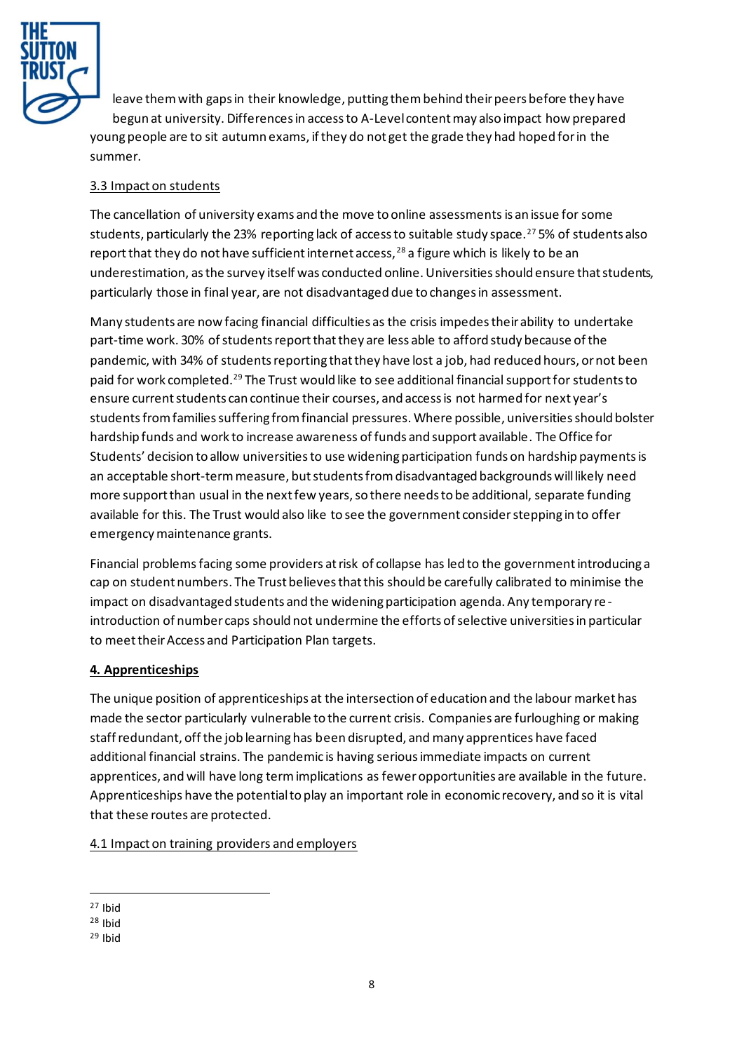leave them with gaps in their knowledge, putting them behind their peers before they have begun at university. Differences in access to A-Level content may also impact how prepared young people are to sit autumn exams, if they do not get the grade they had hoped for in the summer.

### 3.3 Impact on students

The cancellation of university exams and the move to online assessments is an issue for some students, particularly the 23% reporting lack of access to suitable study space.[27] 5% of students also report that they do not have sufficient internet access,[28] a figure which is likely to be an underestimation, as the survey itself was conducted online. Universities should ensure that students, particularly those in final year, are not disadvantaged due to changes in assessment.

Many students are now facing financial difficulties as the crisis impedes their ability to undertake part-time work. 30% of students report that they are less able to afford study because of the pandemic, with 34% of students reporting that they have lost a job, had reduced hours, or not been paid for work completed.[29] The Trust would like to see additional financial support for students to ensure current students can continue their courses, and access is not harmed for next year's students from families suffering from financial pressures. Where possible, universities should bolster hardship funds and work to increase awareness of funds and support available. The Office for Students' decision to allow universities to use widening participation funds on hardship payments is an acceptable short-term measure, but students from disadvantaged backgrounds will likely need more support than usual in the next few years, so there needs to be additional, separate funding available for this. The Trust would also like to see the government consider stepping in to offer emergency maintenance grants.

Financial problems facing some providers at risk of collapse has led to the government introducing a cap on student numbers. The Trust believes that this should be carefully calibrated to minimise the impact on disadvantaged students and the widening participation agenda. Any temporary re-introduction of number caps should not undermine the efforts of selective universities in particular to meet their Access and Participation Plan targets.

## 4. Apprenticeships

The unique position of apprenticeships at the intersection of education and the labour market has made the sector particularly vulnerable to the current crisis. Companies are furloughing or making staff redundant, off the job learning has been disrupted, and many apprentices have faced additional financial strains. The pandemic is having serious immediate impacts on current apprentices, and will have long term implications as fewer opportunities are available in the future. Apprenticeships have the potential to play an important role in economic recovery, and so it is vital that these routes are protected.

### 4.1 Impact on training providers and employers

---

[27] Ibid
[28] Ibid
[29] Ibid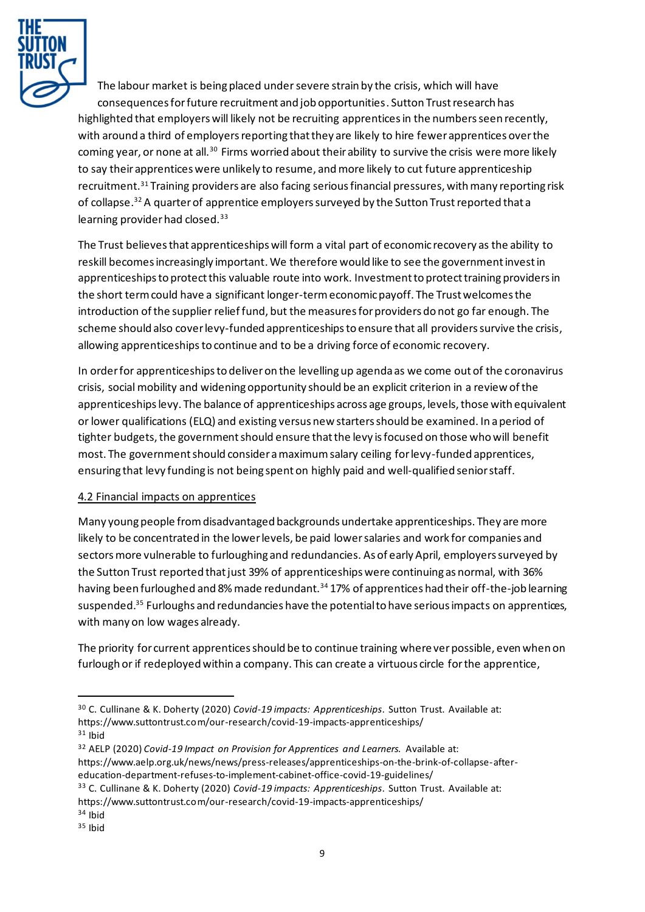The labour market is being placed under severe strain by the crisis, which will have consequences for future recruitment and job opportunities. Sutton Trust research has highlighted that employers will likely not be recruiting apprentices in the numbers seen recently, with around a third of employers reporting that they are likely to hire fewer apprentices over the coming year, or none at all.[30] Firms worried about their ability to survive the crisis were more likely to say their apprentices were unlikely to resume, and more likely to cut future apprenticeship recruitment.[31] Training providers are also facing serious financial pressures, with many reporting risk of collapse.[32] A quarter of apprentice employers surveyed by the Sutton Trust reported that a learning provider had closed.[33]

The Trust believes that apprenticeships will form a vital part of economic recovery as the ability to reskill becomes increasingly important. We therefore would like to see the government invest in apprenticeships to protect this valuable route into work. Investment to protect training providers in the short term could have a significant longer-term economic payoff. The Trust welcomes the introduction of the supplier relief fund, but the measures for providers do not go far enough. The scheme should also cover levy-funded apprenticeships to ensure that all providers survive the crisis, allowing apprenticeships to continue and to be a driving force of economic recovery.

In order for apprenticeships to deliver on the levelling up agenda as we come out of the coronavirus crisis, social mobility and widening opportunity should be an explicit criterion in a review of the apprenticeships levy. The balance of apprenticeships across age groups, levels, those with equivalent or lower qualifications (ELQ) and existing versus new starters should be examined. In a period of tighter budgets, the government should ensure that the levy is focused on those who will benefit most. The government should consider a maximum salary ceiling for levy-funded apprentices, ensuring that levy funding is not being spent on highly paid and well-qualified senior staff.

4.2 Financial impacts on apprentices

Many young people from disadvantaged backgrounds undertake apprenticeships. They are more likely to be concentrated in the lower levels, be paid lower salaries and work for companies and sectors more vulnerable to furloughing and redundancies. As of early April, employers surveyed by the Sutton Trust reported that just 39% of apprenticeships were continuing as normal, with 36% having been furloughed and 8% made redundant.[34] 17% of apprentices had their off-the-job learning suspended.[35] Furloughs and redundancies have the potential to have serious impacts on apprentices, with many on low wages already.

The priority for current apprentices should be to continue training wherever possible, even when on furlough or if redeployed within a company. This can create a virtuous circle for the apprentice,

---

[30] C. Cullinane & K. Doherty (2020) *Covid-19 impacts: Apprenticeships*. Sutton Trust. Available at: https://www.suttontrust.com/our-research/covid-19-impacts-apprenticeships/

[31] Ibid

[32] AELP (2020) *Covid-19 Impact on Provision for Apprentices and Learners.* Available at: https://www.aelp.org.uk/news/news/press-releases/apprenticeships-on-the-brink-of-collapse-after-education-department-refuses-to-implement-cabinet-office-covid-19-guidelines/

[33] C. Cullinane & K. Doherty (2020) *Covid-19 impacts: Apprenticeships*. Sutton Trust. Available at: https://www.suttontrust.com/our-research/covid-19-impacts-apprenticeships/

[34] Ibid

[35] Ibid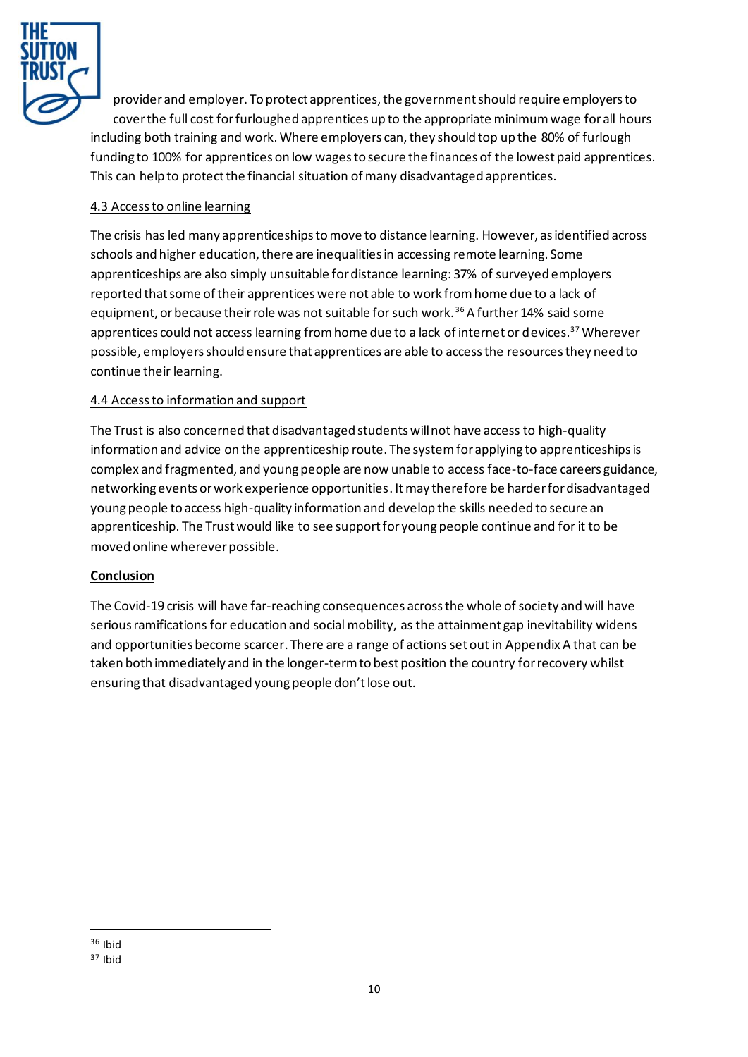provider and employer. To protect apprentices, the government should require employers to cover the full cost for furloughed apprentices up to the appropriate minimum wage for all hours including both training and work. Where employers can, they should top up the 80% of furlough funding to 100% for apprentices on low wages to secure the finances of the lowest paid apprentices. This can help to protect the financial situation of many disadvantaged apprentices.

### 4.3 Access to online learning

The crisis has led many apprenticeships to move to distance learning. However, as identified across schools and higher education, there are inequalities in accessing remote learning. Some apprenticeships are also simply unsuitable for distance learning: 37% of surveyed employers reported that some of their apprentices were not able to work from home due to a lack of equipment, or because their role was not suitable for such work.[36] A further 14% said some apprentices could not access learning from home due to a lack of internet or devices.[37] Wherever possible, employers should ensure that apprentices are able to access the resources they need to continue their learning.

### 4.4 Access to information and support

The Trust is also concerned that disadvantaged students will not have access to high-quality information and advice on the apprenticeship route. The system for applying to apprenticeships is complex and fragmented, and young people are now unable to access face-to-face careers guidance, networking events or work experience opportunities. It may therefore be harder for disadvantaged young people to access high-quality information and develop the skills needed to secure an apprenticeship. The Trust would like to see support for young people continue and for it to be moved online wherever possible.

## Conclusion

The Covid-19 crisis will have far-reaching consequences across the whole of society and will have serious ramifications for education and social mobility, as the attainment gap inevitability widens and opportunities become scarcer. There are a range of actions set out in Appendix A that can be taken both immediately and in the longer-term to best position the country for recovery whilst ensuring that disadvantaged young people don't lose out.

---

[36] Ibid

[37] Ibid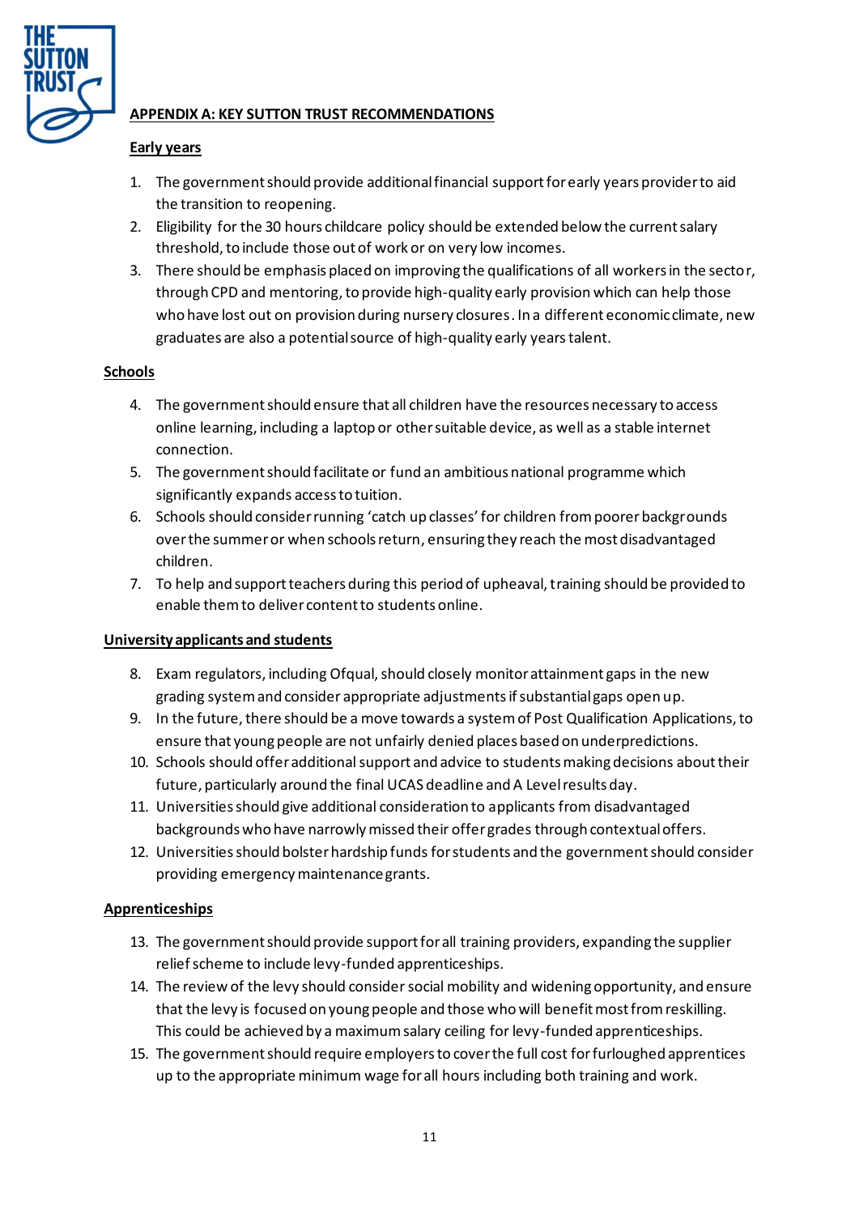## APPENDIX A: KEY SUTTON TRUST RECOMMENDATIONS

### Early years

1. The government should provide additional financial support for early years provider to aid the transition to reopening.
2. Eligibility for the 30 hours childcare policy should be extended below the current salary threshold, to include those out of work or on very low incomes.
3. There should be emphasis placed on improving the qualifications of all workers in the sector, through CPD and mentoring, to provide high-quality early provision which can help those who have lost out on provision during nursery closures. In a different economic climate, new graduates are also a potential source of high-quality early years talent.

### Schools

4. The government should ensure that all children have the resources necessary to access online learning, including a laptop or other suitable device, as well as a stable internet connection.
5. The government should facilitate or fund an ambitious national programme which significantly expands access to tuition.
6. Schools should consider running 'catch up classes' for children from poorer backgrounds over the summer or when schools return, ensuring they reach the most disadvantaged children.
7. To help and support teachers during this period of upheaval, training should be provided to enable them to deliver content to students online.

### University applicants and students

8. Exam regulators, including Ofqual, should closely monitor attainment gaps in the new grading system and consider appropriate adjustments if substantial gaps open up.
9. In the future, there should be a move towards a system of Post Qualification Applications, to ensure that young people are not unfairly denied places based on underpredictions.
10. Schools should offer additional support and advice to students making decisions about their future, particularly around the final UCAS deadline and A Level results day.
11. Universities should give additional consideration to applicants from disadvantaged backgrounds who have narrowly missed their offer grades through contextual offers.
12. Universities should bolster hardship funds for students and the government should consider providing emergency maintenance grants.

### Apprenticeships

13. The government should provide support for all training providers, expanding the supplier relief scheme to include levy-funded apprenticeships.
14. The review of the levy should consider social mobility and widening opportunity, and ensure that the levy is focused on young people and those who will benefit most from reskilling. This could be achieved by a maximum salary ceiling for levy-funded apprenticeships.
15. The government should require employers to cover the full cost for furloughed apprentices up to the appropriate minimum wage for all hours including both training and work.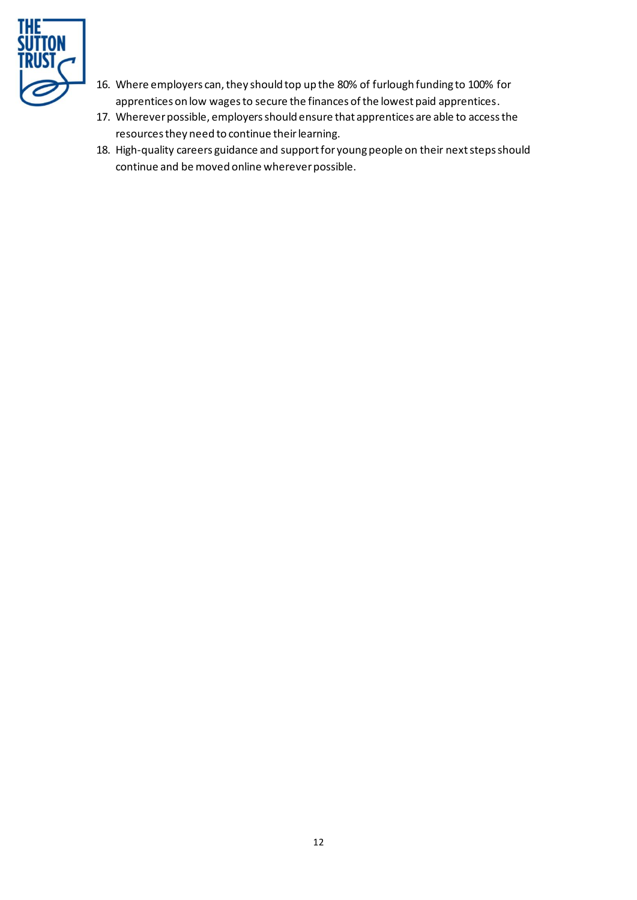16. Where employers can, they should top up the 80% of furlough funding to 100% for apprentices on low wages to secure the finances of the lowest paid apprentices.
17. Wherever possible, employers should ensure that apprentices are able to access the resources they need to continue their learning.
18. High-quality careers guidance and support for young people on their next steps should continue and be moved online wherever possible.